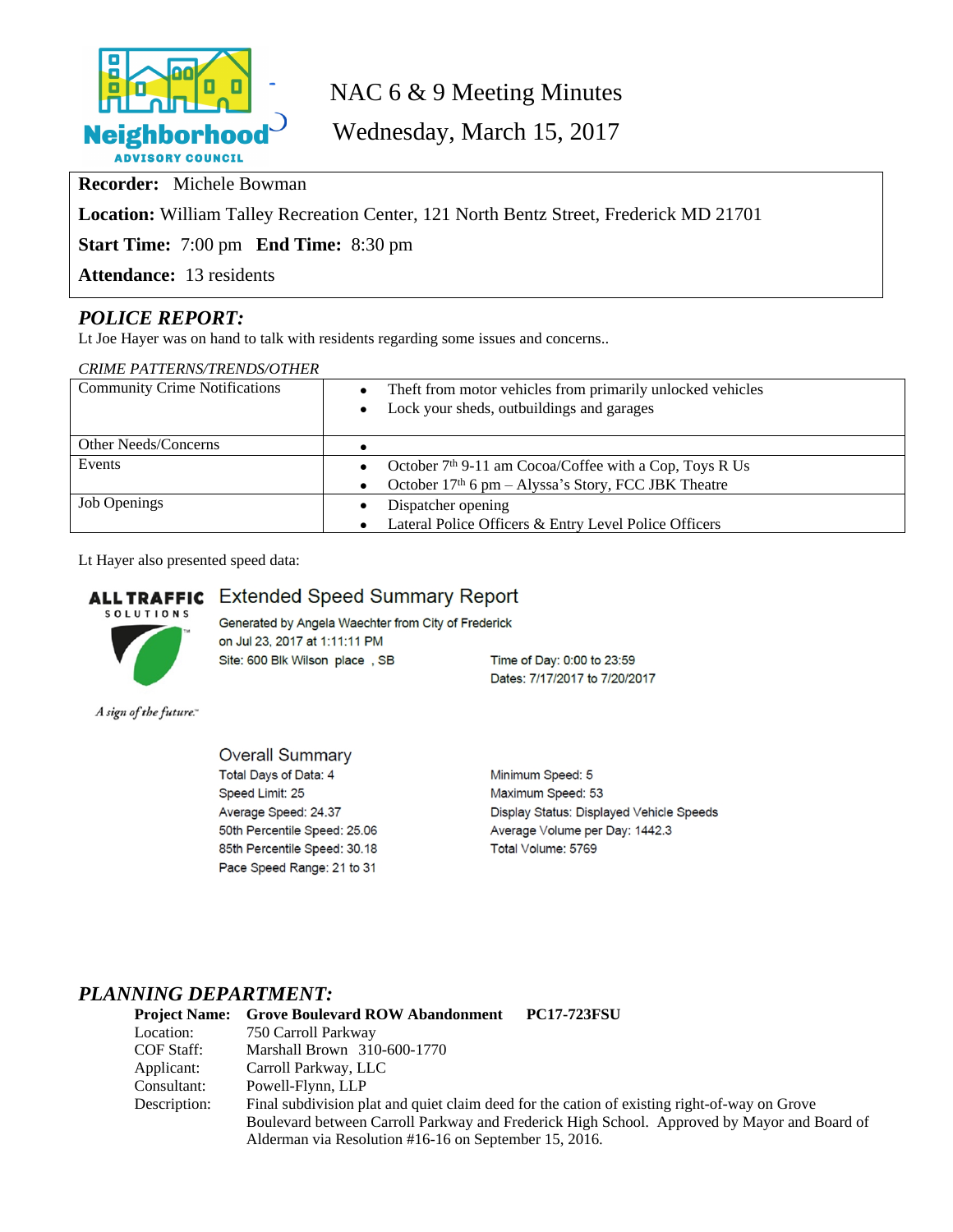# NAC 6 & 9 Meeting Minutes

## Wednesday, March 15, 2017

**Recorder:** Michele Bowman

**Location:** William Talley Recreation Center, 121 North Bentz Street, Frederick MD 21701

**Start Time:** 7:00 pm **End Time:** 8:30 pm

**Attendance:** 13 residents

## *POLICE REPORT:*

Lt Joe Hayer was on hand to talk with residents regarding some issues and concerns..

*CRIME PATTERNS/TRENDS/OTHER*

| | |
|---|---|
| Community Crime Notifications | • Theft from motor vehicles from primarily unlocked vehicles<br>• Lock your sheds, outbuildings and garages |
| Other Needs/Concerns | • |
| Events | • October 7th 9-11 am Cocoa/Coffee with a Cop, Toys R Us<br>• October 17th 6 pm – Alyssa's Story, FCC JBK Theatre |
| Job Openings | • Dispatcher opening<br>• Lateral Police Officers & Entry Level Police Officers |

Lt Hayer also presented speed data:

**ALL TRAFFIC SOLUTIONS**

*A sign of the future.*

### Extended Speed Summary Report

Generated by Angela Waechter from City of Frederick
on Jul 23, 2017 at 1:11:11 PM
Site: 600 Blk Wilson place , SB

Time of Day: 0:00 to 23:59
Dates: 7/17/2017 to 7/20/2017

#### Overall Summary

Total Days of Data: 4
Speed Limit: 25
Average Speed: 24.37
50th Percentile Speed: 25.06
85th Percentile Speed: 30.18
Pace Speed Range: 21 to 31

Minimum Speed: 5
Maximum Speed: 53
Display Status: Displayed Vehicle Speeds
Average Volume per Day: 1442.3
Total Volume: 5769

## *PLANNING DEPARTMENT:*

| | |
|---|---|
| **Project Name:** | **Grove Boulevard ROW Abandonment PC17-723FSU** |
| Location: | 750 Carroll Parkway |
| COF Staff: | Marshall Brown 310-600-1770 |
| Applicant: | Carroll Parkway, LLC |
| Consultant: | Powell-Flynn, LLP |
| Description: | Final subdivision plat and quiet claim deed for the cation of existing right-of-way on Grove Boulevard between Carroll Parkway and Frederick High School. Approved by Mayor and Board of Alderman via Resolution #16-16 on September 15, 2016. |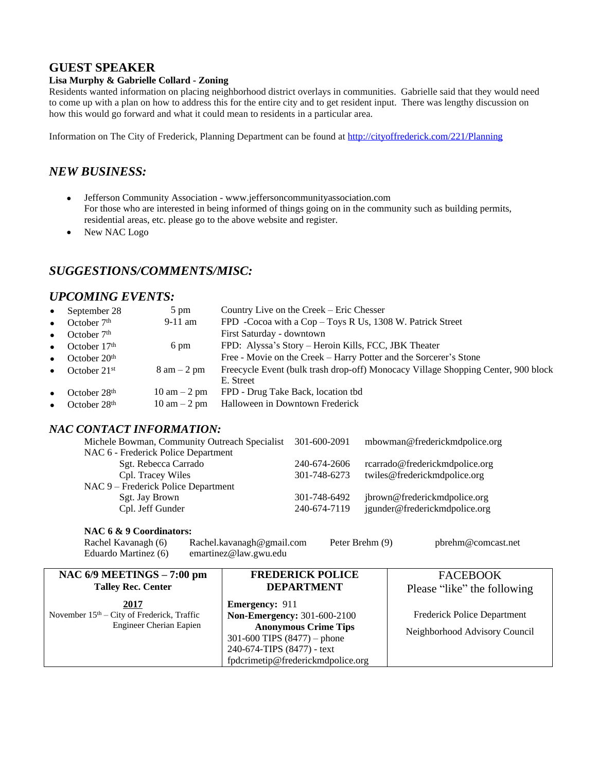## GUEST SPEAKER

**Lisa Murphy & Gabrielle Collard - Zoning**

Residents wanted information on placing neighborhood district overlays in communities. Gabrielle said that they would need to come up with a plan on how to address this for the entire city and to get resident input. There was lengthy discussion on how this would go forward and what it could mean to residents in a particular area.

Information on The City of Frederick, Planning Department can be found at http://cityoffrederick.com/221/Planning

## *NEW BUSINESS:*

- Jefferson Community Association - www.jeffersoncommunityassociation.com
  For those who are interested in being informed of things going on in the community such as building permits, residential areas, etc. please go to the above website and register.
- New NAC Logo

## *SUGGESTIONS/COMMENTS/MISC:*

## *UPCOMING EVENTS:*

| | | |
|---|---|---|
| September 28 | 5 pm | Country Live on the Creek – Eric Chesser |
| October 7th | 9-11 am | FPD -Cocoa with a Cop – Toys R Us, 1308 W. Patrick Street |
| October 7th | | First Saturday - downtown |
| October 17th | 6 pm | FPD: Alyssa's Story – Heroin Kills, FCC, JBK Theater |
| October 20th | | Free - Movie on the Creek – Harry Potter and the Sorcerer's Stone |
| October 21st | 8 am – 2 pm | Freecycle Event (bulk trash drop-off) Monocacy Village Shopping Center, 900 block E. Street |
| October 28th | 10 am – 2 pm | FPD - Drug Take Back, location tbd |
| October 28th | 10 am – 2 pm | Halloween in Downtown Frederick |

## *NAC CONTACT INFORMATION:*

| | | |
|---|---|---|
| Michele Bowman, Community Outreach Specialist | 301-600-2091 | mbowman@frederickmdpolice.org |
| NAC 6 - Frederick Police Department | | |
| Sgt. Rebecca Carrado | 240-674-2606 | rcarrado@frederickmdpolice.org |
| Cpl. Tracey Wiles | 301-748-6273 | twiles@frederickmdpolice.org |
| NAC 9 – Frederick Police Department | | |
| Sgt. Jay Brown | 301-748-6492 | jbrown@frederickmdpolice.org |
| Cpl. Jeff Gunder | 240-674-7119 | jgunder@frederickmdpolice.org |

**NAC 6 & 9 Coordinators:**

| | | | |
|---|---|---|---|
| Rachel Kavanagh (6) | Rachel.kavanagh@gmail.com | Peter Brehm (9) | pbrehm@comcast.net |
| Eduardo Martinez (6) | emartinez@law.gwu.edu | | |

| **NAC 6/9 MEETINGS – 7:00 pm** **Talley Rec. Center** | **FREDERICK POLICE DEPARTMENT** | FACEBOOK Please "like" the following |
|---|---|---|
| **2017** November 15th – City of Frederick, Traffic Engineer Cherian Eapien | **Emergency:** 911 **Non-Emergency:** 301-600-2100 **Anonymous Crime Tips** 301-600 TIPS (8477) – phone 240-674-TIPS (8477) - text fpdcrimetip@frederickmdpolice.org | Frederick Police Department Neighborhood Advisory Council |